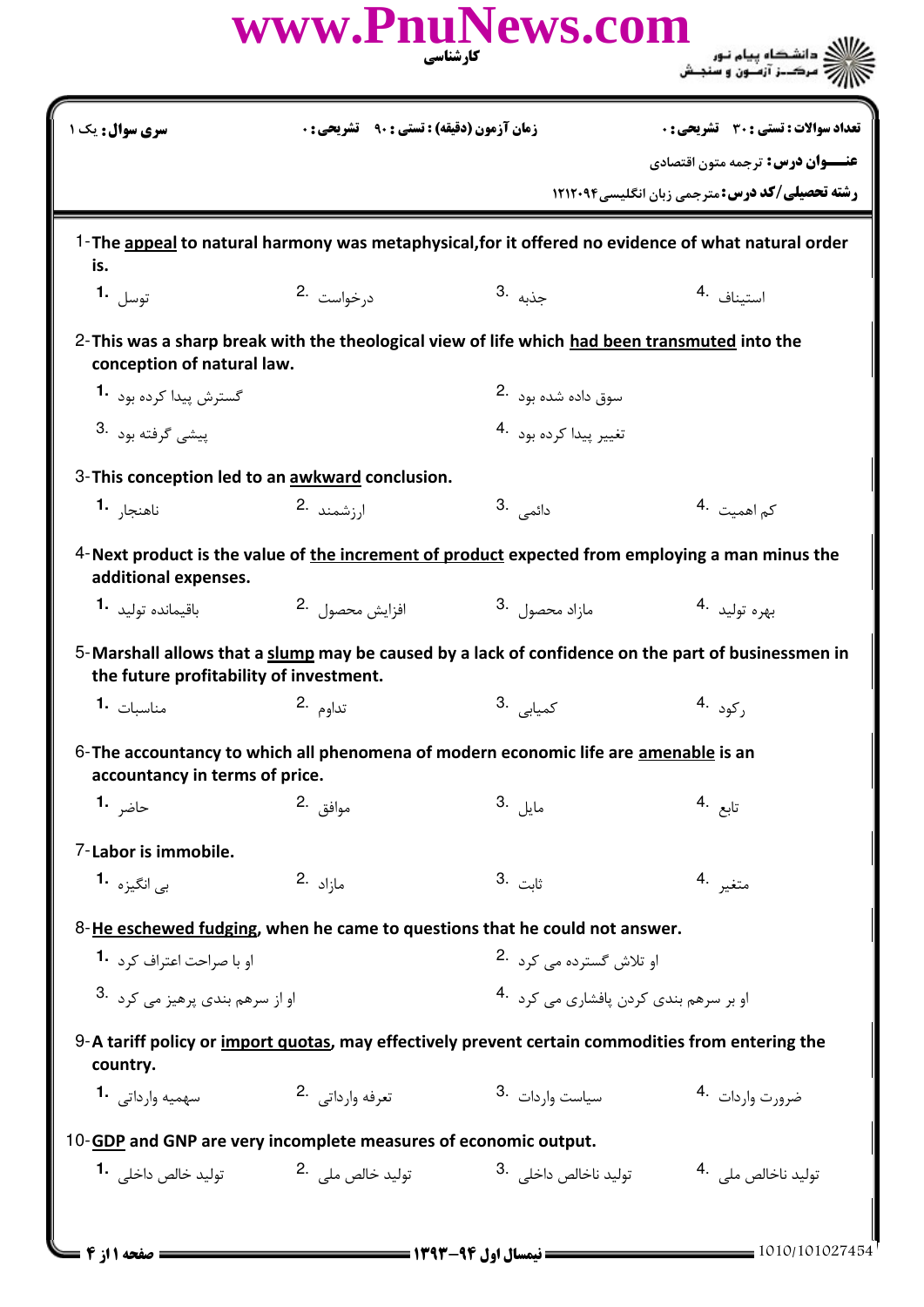**سری سوال:** یک ۱ | **زمان آزمون (دقیقه) : تستی : ۹۰ تشریحی : ۰** | **تعداد سوالات : تستی : ۳۰ تشریحی : ۰**

**عنـــوان درس:** ترجمه متون اقتصادی

**رشته تحصیلی/کد درس:** مترجمی زبان انگلیسی ۱۲۱۲۰۹۴

1- **The appeal to natural harmony was metaphysical,for it offered no evidence of what natural order is.**

1. توسل
2. درخواست
3. جذبه
4. استیناف

2- **This was a sharp break with the theological view of life which had been transmuted into the conception of natural law.**

1. گسترش پیدا کرده بود
2. سوق داده شده بود
3. پیشی گرفته بود
4. تغییر پیدا کرده بود

3- **This conception led to an awkward conclusion.**

1. ناهنجار
2. ارزشمند
3. دائمی
4. کم اهمیت

4- **Next product is the value of the increment of product expected from employing a man minus the additional expenses.**

1. باقیمانده تولید
2. افزایش محصول
3. مازاد محصول
4. بهره تولید

5- **Marshall allows that a slump may be caused by a lack of confidence on the part of businessmen in the future profitability of investment.**

1. مناسبات
2. تداوم
3. کمیابی
4. رکود

6- **The accountancy to which all phenomena of modern economic life are amenable is an accountancy in terms of price.**

1. حاضر
2. موافق
3. مایل
4. تابع

7- **Labor is immobile.**

1. بی انگیزه
2. مازاد
3. ثابت
4. متغیر

8- **He eschewed fudging, when he came to questions that he could not answer.**

1. او با صراحت اعتراف کرد
2. او تلاش گسترده می کرد
3. او از سرهم بندی پرهیز می کرد
4. او بر سرهم بندی کردن پافشاری می کرد

9- **A tariff policy or import quotas, may effectively prevent certain commodities from entering the country.**

1. سهمیه وارداتی
2. تعرفه وارداتی
3. سیاست واردات
4. ضرورت واردات

10- **GDP and GNP are very incomplete measures of economic output.**

1. تولید خالص داخلی
2. تولید خالص ملی
3. تولید ناخالص داخلی
4. تولید ناخالص ملی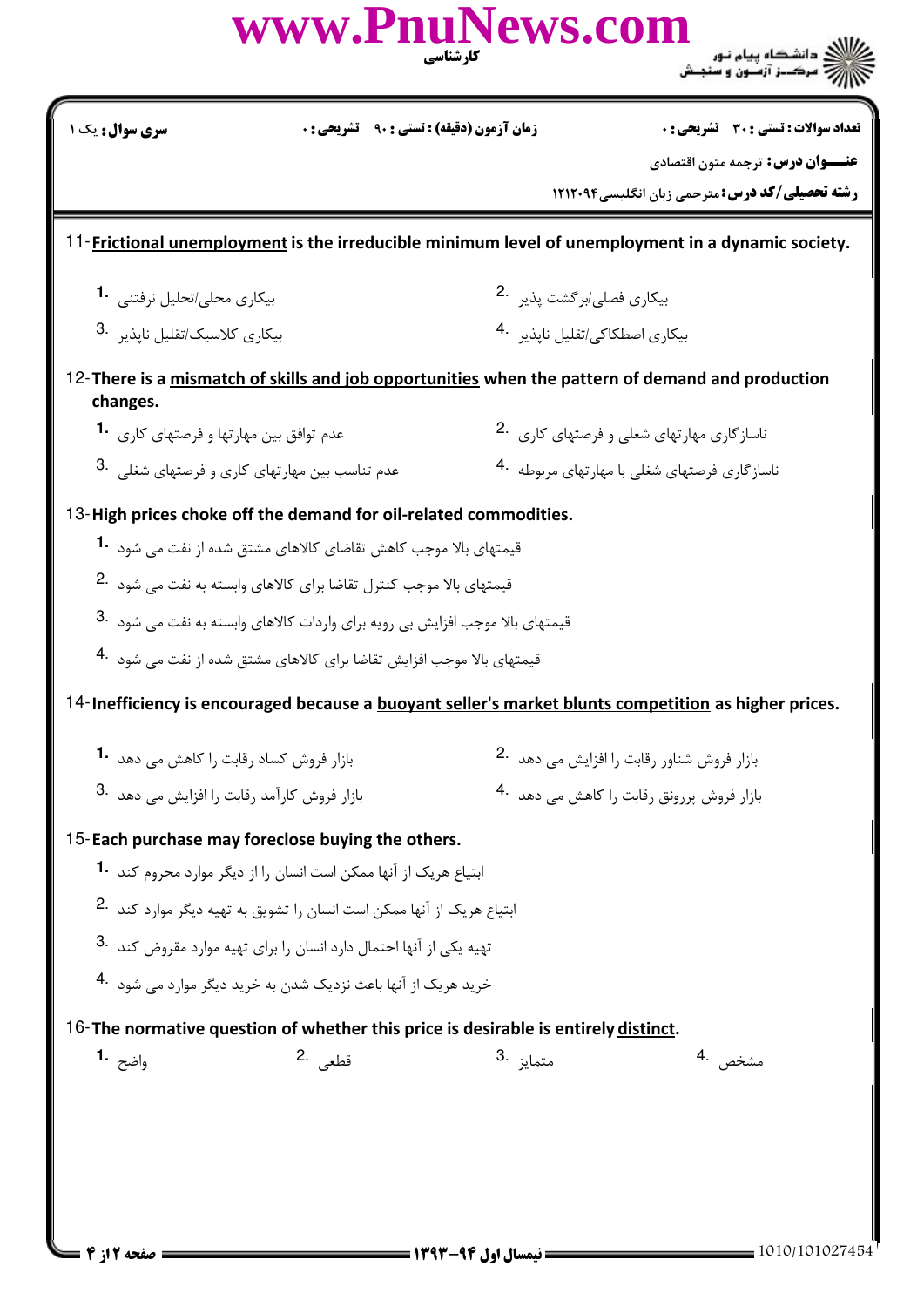**سری سوال:** یک ۱

**زمان آزمون (دقیقه) : تستی : ۹۰ تشریحی : ۰**

**تعداد سوالات : تستی : ۳۰ تشریحی : ۰**

**عنـــوان درس:** ترجمه متون اقتصادی

**رشته تحصیلی/کد درس:** مترجمی زبان انگلیسی۱۲۱۲۰۹۴

11- **Frictional unemployment is the irreducible minimum level of unemployment in a dynamic society.**

1. بیکاری محلی/تحلیل نرفتنی
2. بیکاری فصلی/برگشت پذیر
3. بیکاری کلاسیک/تقلیل ناپذیر
4. بیکاری اصطکاکی/تقلیل ناپذیر

12- **There is a mismatch of skills and job opportunities when the pattern of demand and production changes.**

1. عدم توافق بین مهارتها و فرصتهای کاری
2. ناسازگاری مهارتهای شغلی و فرصتهای کاری
3. عدم تناسب بین مهارتهای کاری و فرصتهای شغلی
4. ناسازگاری فرصتهای شغلی با مهارتهای مربوطه

13- **High prices choke off the demand for oil-related commodities.**

1. قیمتهای بالا موجب کاهش تقاضای کالاهای مشتق شده از نفت می شود
2. قیمتهای بالا موجب کنترل تقاضا برای کالاهای وابسته به نفت می شود
3. قیمتهای بالا موجب افزایش بی رویه برای واردات کالاهای وابسته به نفت می شود
4. قیمتهای بالا موجب افزایش تقاضا برای کالاهای مشتق شده از نفت می شود

14- **Inefficiency is encouraged because a buoyant seller's market blunts competition as higher prices.**

1. بازار فروش کساد رقابت را کاهش می دهد
2. بازار فروش شناور رقابت را افزایش می دهد
3. بازار فروش کارآمد رقابت را افزایش می دهد
4. بازار فروش پررونق رقابت را کاهش می دهد

15- **Each purchase may foreclose buying the others.**

1. ابتیاع هریک از آنها ممکن است انسان را از دیگر موارد محروم کند
2. ابتیاع هریک از آنها ممکن است انسان را تشویق به تهیه دیگر موارد کند
3. تهیه یکی از آنها احتمال دارد انسان را برای تهیه موارد مقروض کند
4. خرید هریک از آنها باعث نزدیک شدن به خرید دیگر موارد می شود

16- **The normative question of whether this price is desirable is entirely distinct.**

1. واضح
2. قطعی
3. متمایز
4. مشخص

**نیمسال اول ۹۴-۱۳۹۳**

1010/101027454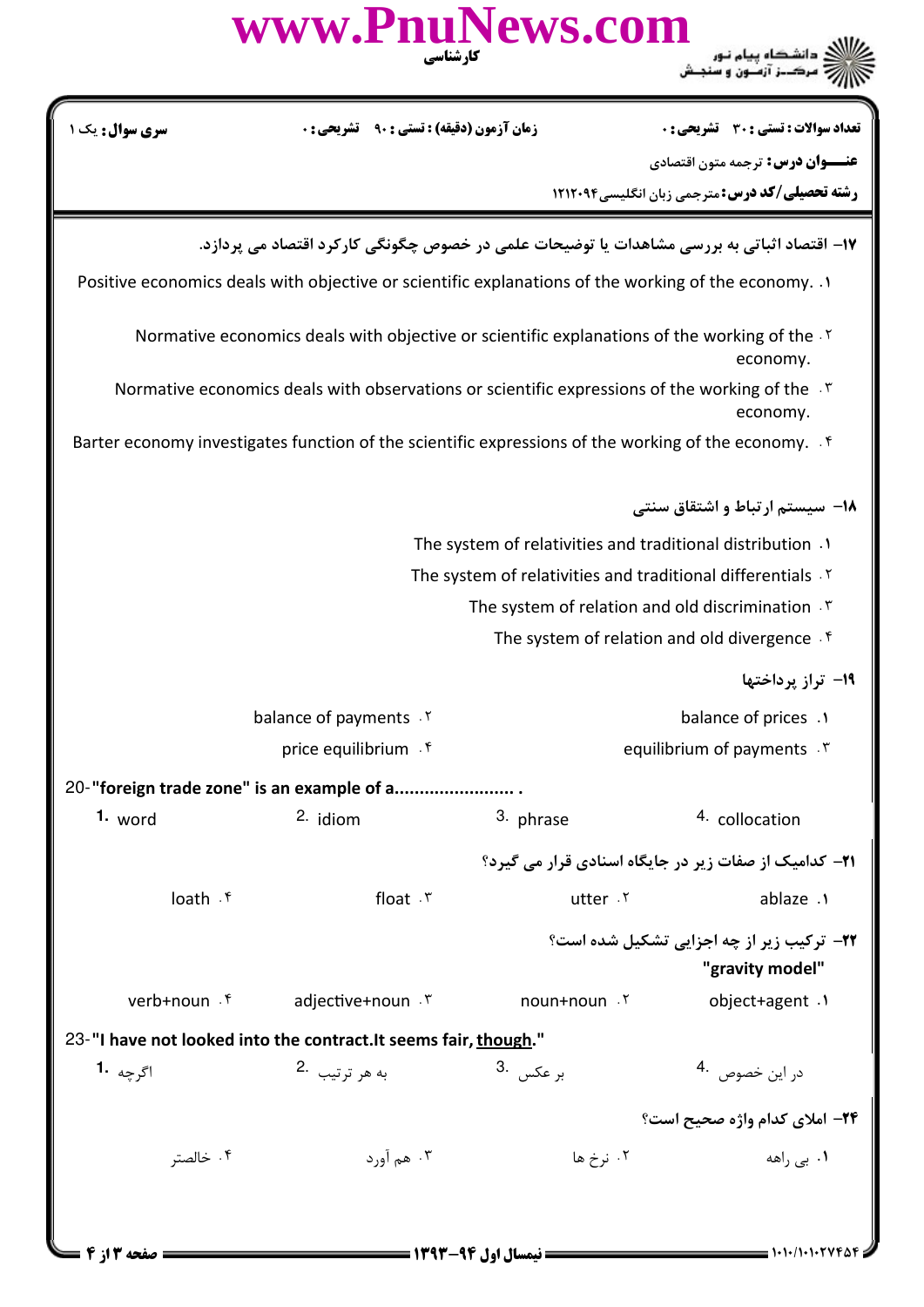**سری سوال:** یک ۱ | **زمان آزمون (دقیقه) : تستی : ۹۰ تشریحی : ۰** | **تعداد سوالات : تستی : ۳۰ تشریحی : ۰**

**عنـــوان درس:** ترجمه متون اقتصادی

**رشته تحصیلی/کد درس:** مترجمی زبان انگلیسی۱۲۱۲۰۹۴

**۱۷- اقتصاد اثباتی به بررسی مشاهدات یا توضیحات علمی در خصوص چگونگی کارکرد اقتصاد می پردازد.**

۱. Positive economics deals with objective or scientific explanations of the working of the economy.

۲. Normative economics deals with objective or scientific explanations of the working of the economy.

۳. Normative economics deals with observations or scientific expressions of the working of the economy.

۴. Barter economy investigates function of the scientific expressions of the working of the economy.

**۱۸- سیستم ارتباط و اشتقاق سنتی**

۱. The system of relativities and traditional distribution

۲. The system of relativities and traditional differentials

۳. The system of relation and old discrimination

۴. The system of relation and old divergence

**۱۹- تراز پرداختها**

۱. balance of prices

۲. balance of payments

۳. equilibrium of payments

۴. price equilibrium

**20-"foreign trade zone" is an example of a........................ .**

1. word
2. idiom
3. phrase
4. collocation

**۲۱- کدامیک از صفات زیر در جایگاه اسنادی قرار می گیرد؟**

۱. ablaze

۲. utter

۳. float

۴. loath

**۲۲- ترکیب زیر از چه اجزایی تشکیل شده است؟**

**"gravity model"**

۱. object+agent

۲. noun+noun

۳. adjective+noun

۴. verb+noun

**23-"I have not looked into the contract.It seems fair, though."**

1. اگرچه
2. به هر ترتیب
3. بر عکس
4. در این خصوص

**۲۴- املای کدام واژه صحیح است؟**

۱. بی راهه

۲. نرخ ها

۳. هم آورد

۴. خالصتر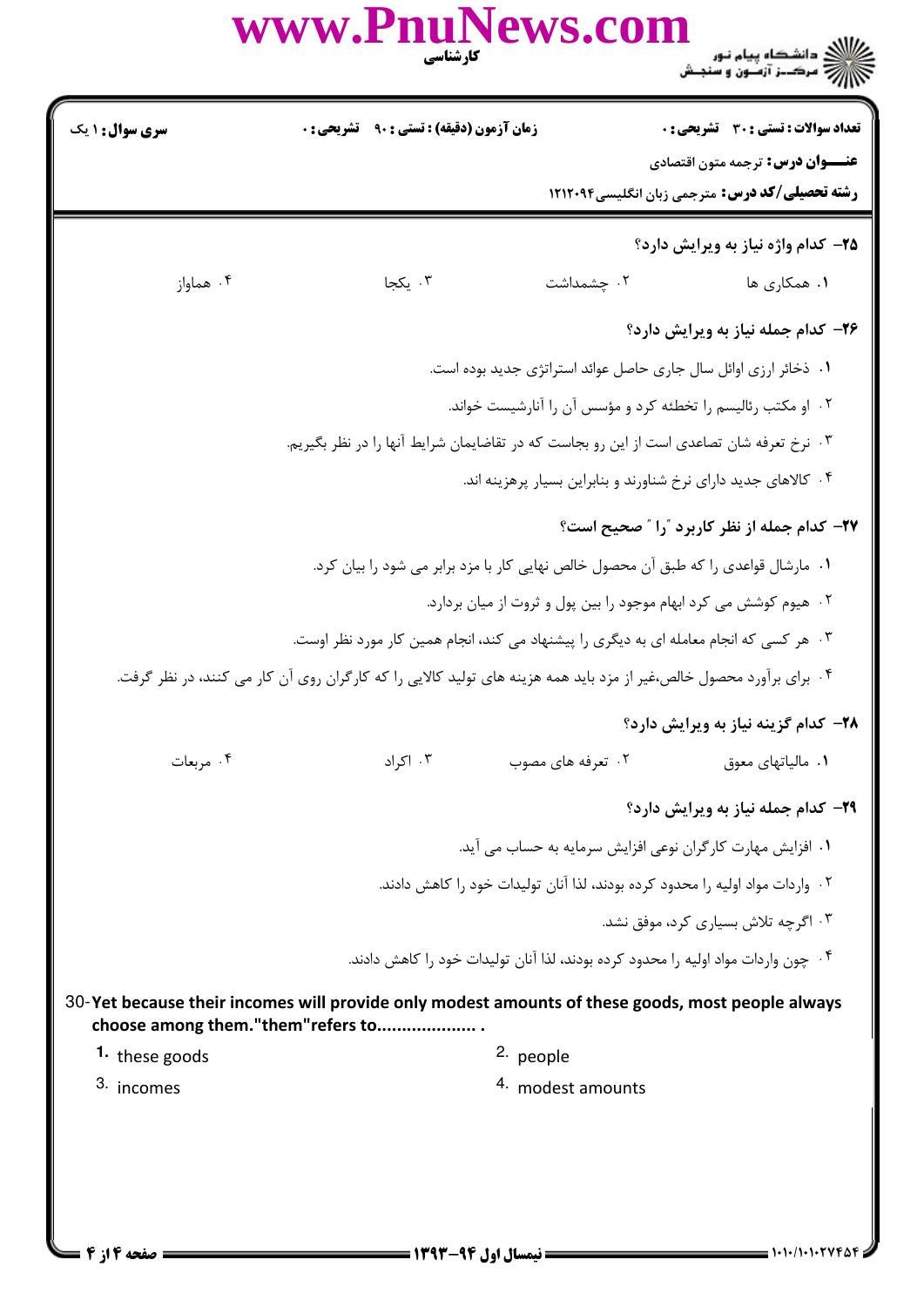**سری سوال:** ۱ یک | **زمان آزمون (دقیقه) : تستی :** ۹۰ **تشریحی :** ۰ | **تعداد سوالات : تستی :** ۳۰ **تشریحی :** ۰

**عنـــوان درس:** ترجمه متون اقتصادی

**رشته تحصیلی/کد درس:** مترجمی زبان انگلیسی۱۲۱۲۰۹۴

**۲۵- کدام واژه نیاز به ویرایش دارد؟**

۱. همکاری ها
۲. چشمداشت
۳. یکجا
۴. هماواز

**۲۶- کدام جمله نیاز به ویرایش دارد؟**

۱. ذخائر ارزی اوائل سال جاری حاصل عوائد استراتژی جدید بوده است.
۲. او مکتب رئالیسم را تخطئه کرد و مؤسس آن را آنارشیست خواند.
۳. نرخ تعرفه شان تصاعدی است از این رو بجاست که در تقاضایمان شرایط آنها را در نظر بگیریم.
۴. کالاهای جدید دارای نرخ شناورند و بنابراین بسیار پرهزینه اند.

**۲۷- کدام جمله از نظر کاربرد "را" صحیح است؟**

۱. مارشال قواعدی را که طبق آن محصول خالص نهایی کار با مزد برابر می شود را بیان کرد.
۲. هیوم کوشش می کرد ابهام موجود را بین پول و ثروت از میان بردارد.
۳. هر کسی که انجام معامله ای به دیگری را پیشنهاد می کند، انجام همین کار مورد نظر اوست.
۴. برای برآورد محصول خالص،غیر از مزد باید همه هزینه های تولید کالایی را که کارگران روی آن کار می کنند، در نظر گرفت.

**۲۸- کدام گزینه نیاز به ویرایش دارد؟**

۱. مالیاتهای معوق
۲. تعرفه های مصوب
۳. اکراد
۴. مربعات

**۲۹- کدام جمله نیاز به ویرایش دارد؟**

۱. افزایش مهارت کارگران نوعی افزایش سرمایه به حساب می آید.
۲. واردات مواد اولیه را محدود کرده بودند، لذا آنان تولیدات خود را کاهش دادند.
۳. اگرچه تلاش بسیاری کرد، موفق نشد.
۴. چون واردات مواد اولیه را محدود کرده بودند، لذا آنان تولیدات خود را کاهش دادند.

**30- Yet because their incomes will provide only modest amounts of these goods, most people always choose among them."them"refers to.................... .**

1. these goods
2. people
3. incomes
4. modest amounts